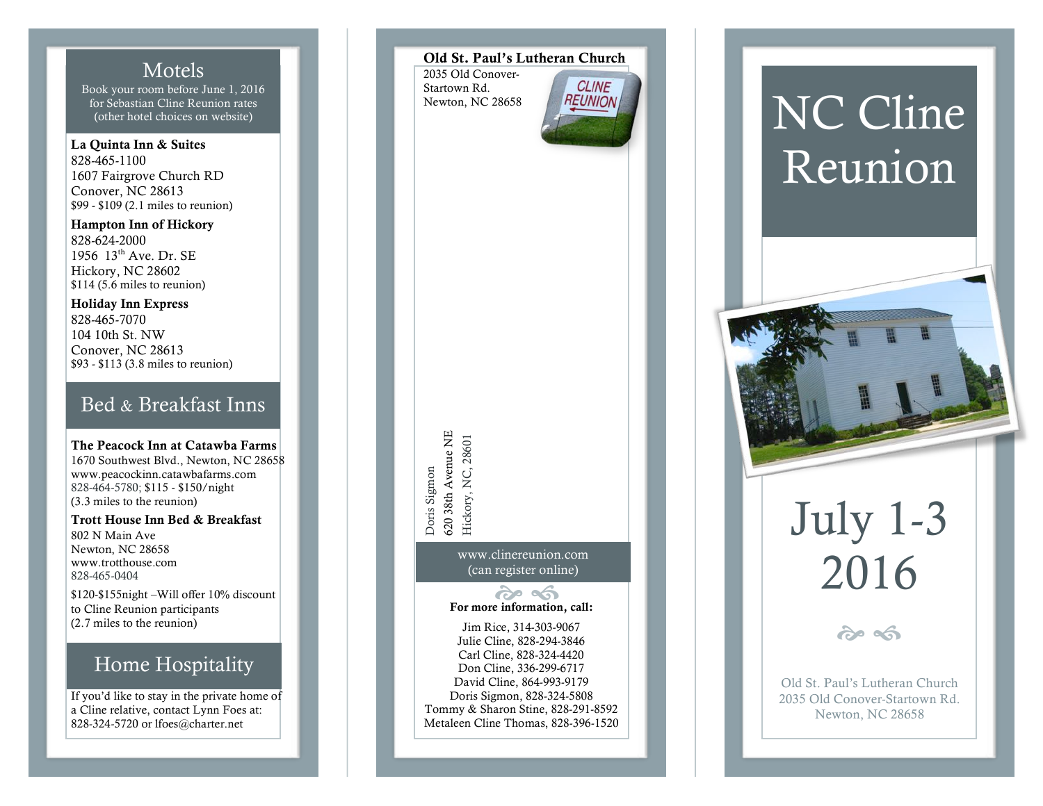## Motels

Book your room before June 1, 2016 for Sebastian Cline Reunion rates (other hotel choices on website)

**La Quinta Inn & Suites**
828-465-1100
1607 Fairgrove Church RD
Conover, NC 28613
$99 - $109 (2.1 miles to reunion)

**Hampton Inn of Hickory**
828-624-2000
1956 13th Ave. Dr. SE
Hickory, NC 28602
$114 (5.6 miles to reunion)

**Holiday Inn Express**
828-465-7070
104 10th St. NW
Conover, NC 28613
$93 - $113 (3.8 miles to reunion)

## Bed & Breakfast Inns

**The Peacock Inn at Catawba Farms**
1670 Southwest Blvd., Newton, NC 28658
www.peacockinn.catawbafarms.com
828-464-5780; $115 - $150/night
(3.3 miles to the reunion)

**Trott House Inn Bed & Breakfast**
802 N Main Ave
Newton, NC 28658
www.trotthouse.com
828-465-0404

$120-$155night –Will offer 10% discount to Cline Reunion participants
(2.7 miles to the reunion)

## Home Hospitality

If you'd like to stay in the private home of a Cline relative, contact Lynn Foes at: 828-324-5720 or lfoes@charter.net

**Old St. Paul's Lutheran Church**
2035 Old Conover-Startown Rd.
Newton, NC 28658

Doris Sigmon
620 38th Avenue NE
Hickory, NC, 28601

www.clinereunion.com
(can register online)

**For more information, call:**

Jim Rice, 314-303-9067
Julie Cline, 828-294-3846
Carl Cline, 828-324-4420
Don Cline, 336-299-6717
David Cline, 864-993-9179
Doris Sigmon, 828-324-5808
Tommy & Sharon Stine, 828-291-8592
Metaleen Cline Thomas, 828-396-1520

# NC Cline Reunion

## July 1-3 2016

Old St. Paul's Lutheran Church
2035 Old Conover-Startown Rd.
Newton, NC 28658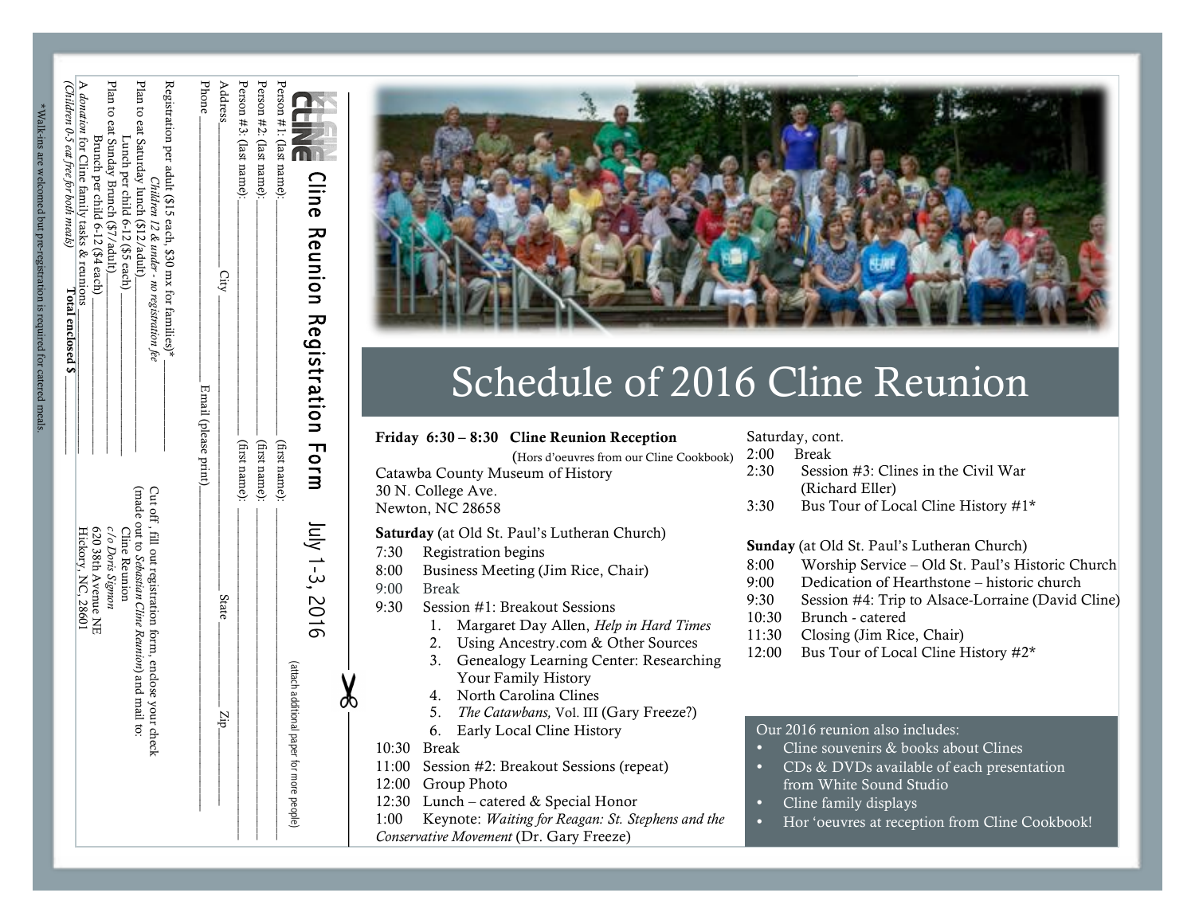# Schedule of 2016 Cline Reunion

**Friday 6:30 – 8:30 Cline Reunion Reception**
(Hors d'oeuvres from our Cline Cookbook)
Catawba County Museum of History
30 N. College Ave.
Newton, NC 28658

**Saturday** (at Old St. Paul's Lutheran Church)

7:30 Registration begins
8:00 Business Meeting (Jim Rice, Chair)
9:00 Break
9:30 Session #1: Breakout Sessions

1. Margaret Day Allen, *Help in Hard Times*
2. Using Ancestry.com & Other Sources
3. Genealogy Learning Center: Researching Your Family History
4. North Carolina Clines
5. *The Catawbans,* Vol. III (Gary Freeze?)
6. Early Local Cline History

10:30 Break
11:00 Session #2: Breakout Sessions (repeat)
12:00 Group Photo
12:30 Lunch – catered & Special Honor
1:00 Keynote: *Waiting for Reagan: St. Stephens and the Conservative Movement* (Dr. Gary Freeze)

Saturday, cont.

2:00 Break
2:30 Session #3: Clines in the Civil War (Richard Eller)
3:30 Bus Tour of Local Cline History #1*

**Sunday** (at Old St. Paul's Lutheran Church)

8:00 Worship Service – Old St. Paul's Historic Church
9:00 Dedication of Hearthstone – historic church
9:30 Session #4: Trip to Alsace-Lorraine (David Cline)
10:30 Brunch - catered
11:30 Closing (Jim Rice, Chair)
12:00 Bus Tour of Local Cline History #2*

Our 2016 reunion also includes:

- Cline souvenirs & books about Clines
- CDs & DVDs available of each presentation from White Sound Studio
- Cline family displays
- Hor 'oeuvres at reception from Cline Cookbook!

---

KLEIN CLINE

## Cline Reunion Registration Form July 1-3, 2016

(attach additional paper for more people)

Person #1: (last name):________________ (first name):________________
Person #2: (last name):________________ (first name):________________
Person #3: (last name):________________ (first name):________________
Address________________ City________________ State________ Zip________
Phone________________ Email (please print)________________

Registration per adult ($15 each, $30 max for families)* ________
*Children 12 & under - no registration fee*
Plan to eat Saturday lunch ($12/adult) ________
Lunch per child 6-12 ($5 each) ________
Plan to eat Sunday Brunch ($7/adult) ________
Brunch per child 6-12 ($4 each) ________
A *donation* for Cline family tasks & reunions ________
*(Children 0-5 eat free for both meals)*
**Total enclosed $** ________

Cut off, fill out registration form, enclose your check (made out to *Sebastian Cline Reunion*) and mail to:
Cline Reunion
*c/o Doris Sigmon*
620 38th Avenue NE
Hickory, NC, 28601

*Walk-ins are welcomed but pre-registration is required for catered meals.